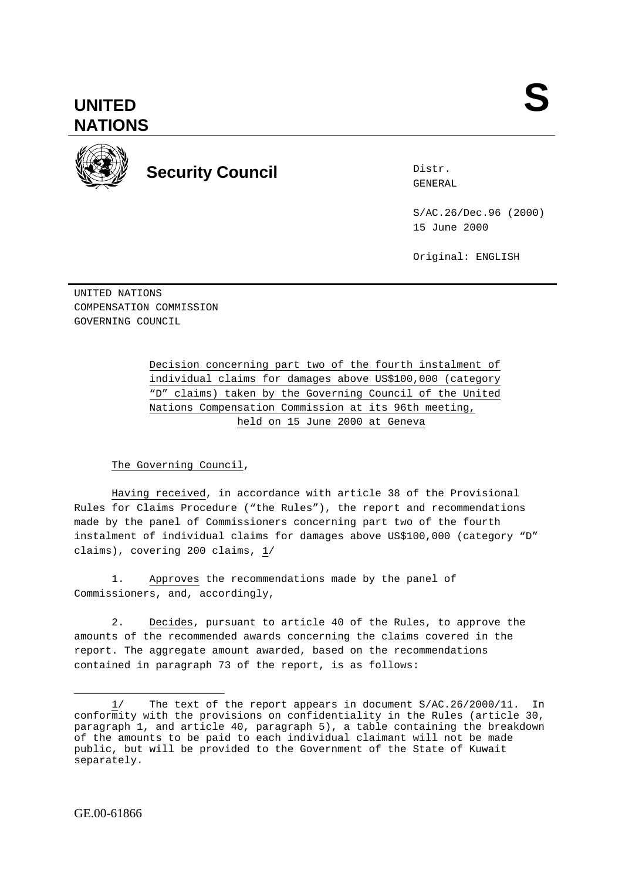# UNITED NATIONS

**S**

## Security Council

Distr.
GENERAL

S/AC.26/Dec.96 (2000)
15 June 2000

Original: ENGLISH

UNITED NATIONS
COMPENSATION COMMISSION
GOVERNING COUNCIL

Decision concerning part two of the fourth instalment of individual claims for damages above US$100,000 (category "D" claims) taken by the Governing Council of the United Nations Compensation Commission at its 96th meeting, held on 15 June 2000 at Geneva

The Governing Council,

Having received, in accordance with article 38 of the Provisional Rules for Claims Procedure ("the Rules"), the report and recommendations made by the panel of Commissioners concerning part two of the fourth instalment of individual claims for damages above US$100,000 (category "D" claims), covering 200 claims, 1/

1. Approves the recommendations made by the panel of Commissioners, and, accordingly,

2. Decides, pursuant to article 40 of the Rules, to approve the amounts of the recommended awards concerning the claims covered in the report. The aggregate amount awarded, based on the recommendations contained in paragraph 73 of the report, is as follows:

---

1/ The text of the report appears in document S/AC.26/2000/11. In conformity with the provisions on confidentiality in the Rules (article 30, paragraph 1, and article 40, paragraph 5), a table containing the breakdown of the amounts to be paid to each individual claimant will not be made public, but will be provided to the Government of the State of Kuwait separately.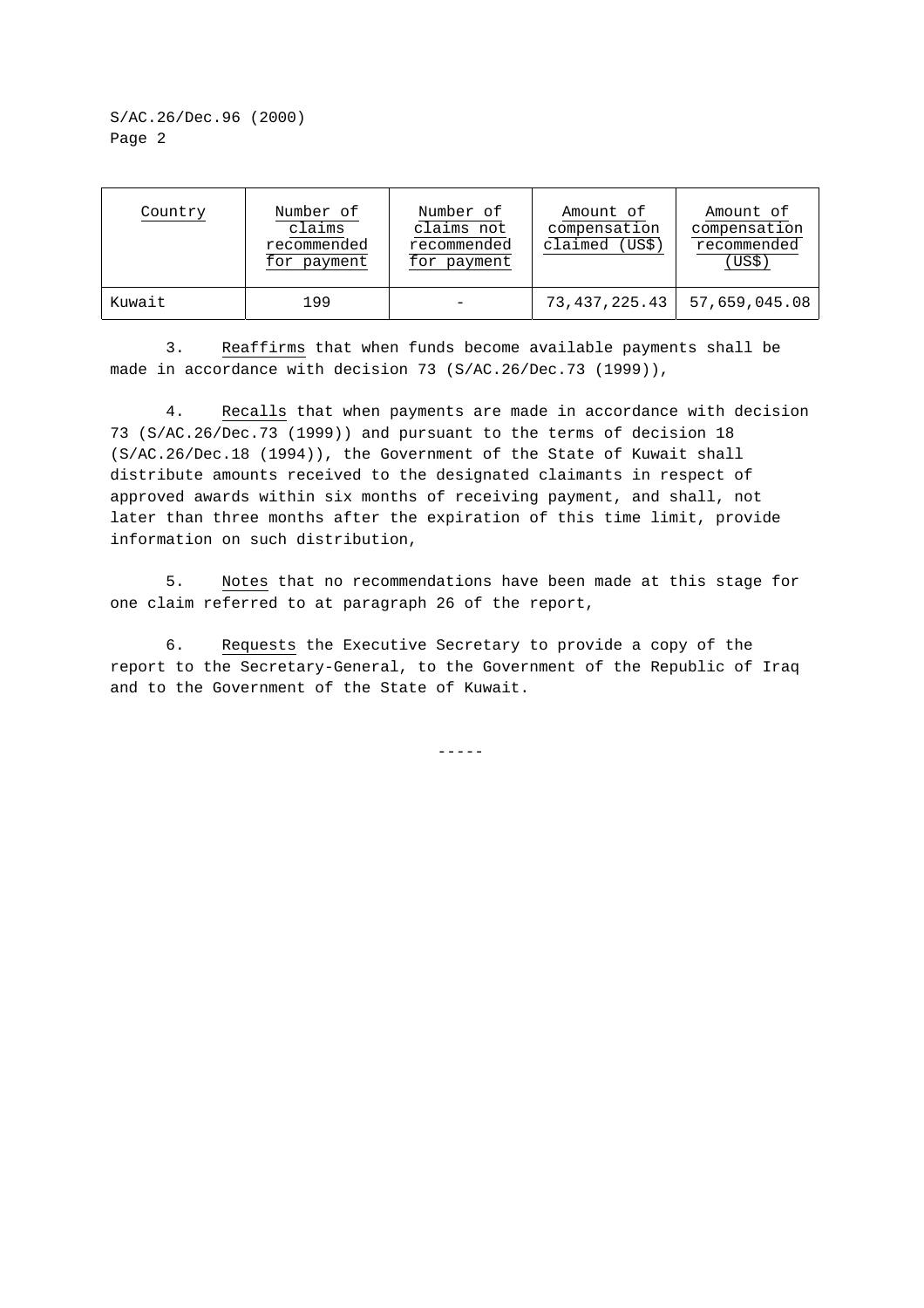| Country | Number of claims recommended for payment | Number of claims not recommended for payment | Amount of compensation claimed (US$) | Amount of compensation recommended (US$) |
|---|---|---|---|---|
| Kuwait | 199 | - | 73,437,225.43 | 57,659,045.08 |

3. Reaffirms that when funds become available payments shall be made in accordance with decision 73 (S/AC.26/Dec.73 (1999)),

4. Recalls that when payments are made in accordance with decision 73 (S/AC.26/Dec.73 (1999)) and pursuant to the terms of decision 18 (S/AC.26/Dec.18 (1994)), the Government of the State of Kuwait shall distribute amounts received to the designated claimants in respect of approved awards within six months of receiving payment, and shall, not later than three months after the expiration of this time limit, provide information on such distribution,

5. Notes that no recommendations have been made at this stage for one claim referred to at paragraph 26 of the report,

6. Requests the Executive Secretary to provide a copy of the report to the Secretary-General, to the Government of the Republic of Iraq and to the Government of the State of Kuwait.

-----